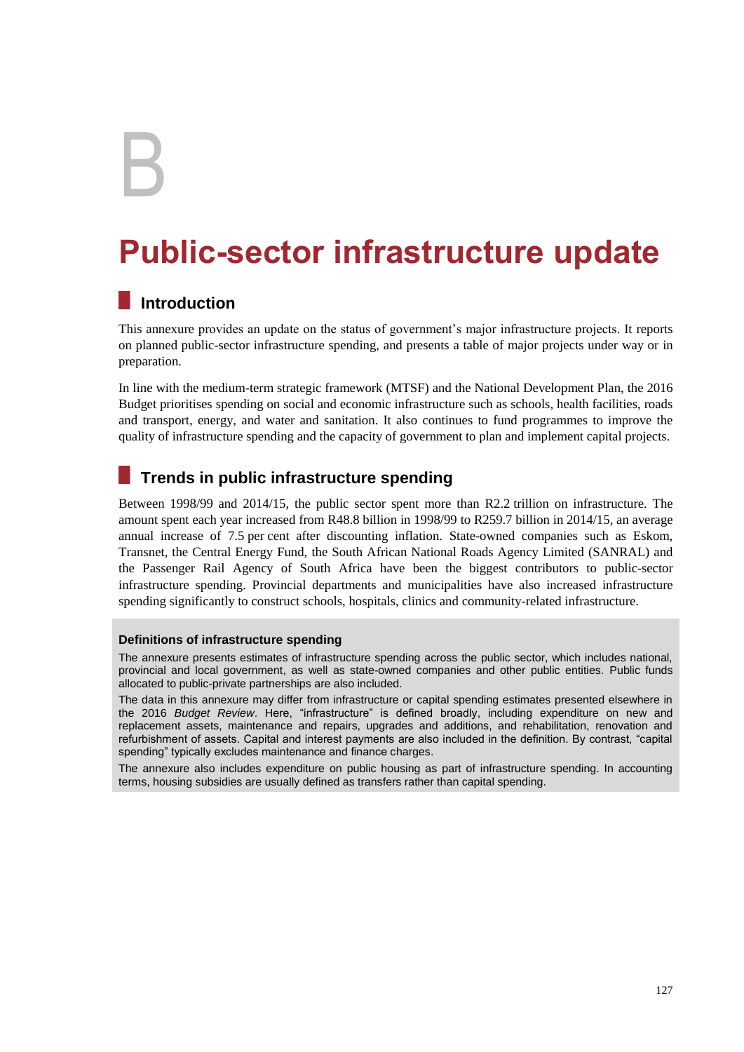# B

# Public-sector infrastructure update

## Introduction

This annexure provides an update on the status of government's major infrastructure projects. It reports on planned public-sector infrastructure spending, and presents a table of major projects under way or in preparation.

In line with the medium-term strategic framework (MTSF) and the National Development Plan, the 2016 Budget prioritises spending on social and economic infrastructure such as schools, health facilities, roads and transport, energy, and water and sanitation. It also continues to fund programmes to improve the quality of infrastructure spending and the capacity of government to plan and implement capital projects.

## Trends in public infrastructure spending

Between 1998/99 and 2014/15, the public sector spent more than R2.2 trillion on infrastructure. The amount spent each year increased from R48.8 billion in 1998/99 to R259.7 billion in 2014/15, an average annual increase of 7.5 per cent after discounting inflation. State-owned companies such as Eskom, Transnet, the Central Energy Fund, the South African National Roads Agency Limited (SANRAL) and the Passenger Rail Agency of South Africa have been the biggest contributors to public-sector infrastructure spending. Provincial departments and municipalities have also increased infrastructure spending significantly to construct schools, hospitals, clinics and community-related infrastructure.

#### Definitions of infrastructure spending

The annexure presents estimates of infrastructure spending across the public sector, which includes national, provincial and local government, as well as state-owned companies and other public entities. Public funds allocated to public-private partnerships are also included.

The data in this annexure may differ from infrastructure or capital spending estimates presented elsewhere in the 2016 *Budget Review*. Here, "infrastructure" is defined broadly, including expenditure on new and replacement assets, maintenance and repairs, upgrades and additions, and rehabilitation, renovation and refurbishment of assets. Capital and interest payments are also included in the definition. By contrast, "capital spending" typically excludes maintenance and finance charges.

The annexure also includes expenditure on public housing as part of infrastructure spending. In accounting terms, housing subsidies are usually defined as transfers rather than capital spending.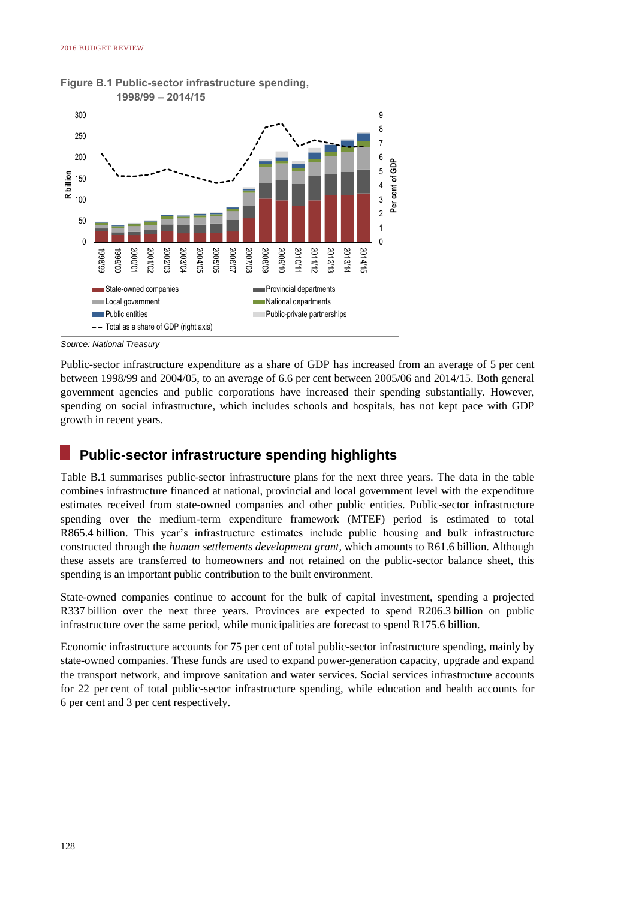**Figure B.1 Public-sector infrastructure spending, 1998/99 – 2014/15**

*Source: National Treasury*

Public-sector infrastructure expenditure as a share of GDP has increased from an average of 5 per cent between 1998/99 and 2004/05, to an average of 6.6 per cent between 2005/06 and 2014/15. Both general government agencies and public corporations have increased their spending substantially. However, spending on social infrastructure, which includes schools and hospitals, has not kept pace with GDP growth in recent years.

## Public-sector infrastructure spending highlights

Table B.1 summarises public-sector infrastructure plans for the next three years. The data in the table combines infrastructure financed at national, provincial and local government level with the expenditure estimates received from state-owned companies and other public entities. Public-sector infrastructure spending over the medium-term expenditure framework (MTEF) period is estimated to total R865.4 billion. This year's infrastructure estimates include public housing and bulk infrastructure constructed through the *human settlements development grant*, which amounts to R61.6 billion. Although these assets are transferred to homeowners and not retained on the public-sector balance sheet, this spending is an important public contribution to the built environment.

State-owned companies continue to account for the bulk of capital investment, spending a projected R337 billion over the next three years. Provinces are expected to spend R206.3 billion on public infrastructure over the same period, while municipalities are forecast to spend R175.6 billion.

Economic infrastructure accounts for 75 per cent of total public-sector infrastructure spending, mainly by state-owned companies. These funds are used to expand power-generation capacity, upgrade and expand the transport network, and improve sanitation and water services. Social services infrastructure accounts for 22 per cent of total public-sector infrastructure spending, while education and health accounts for 6 per cent and 3 per cent respectively.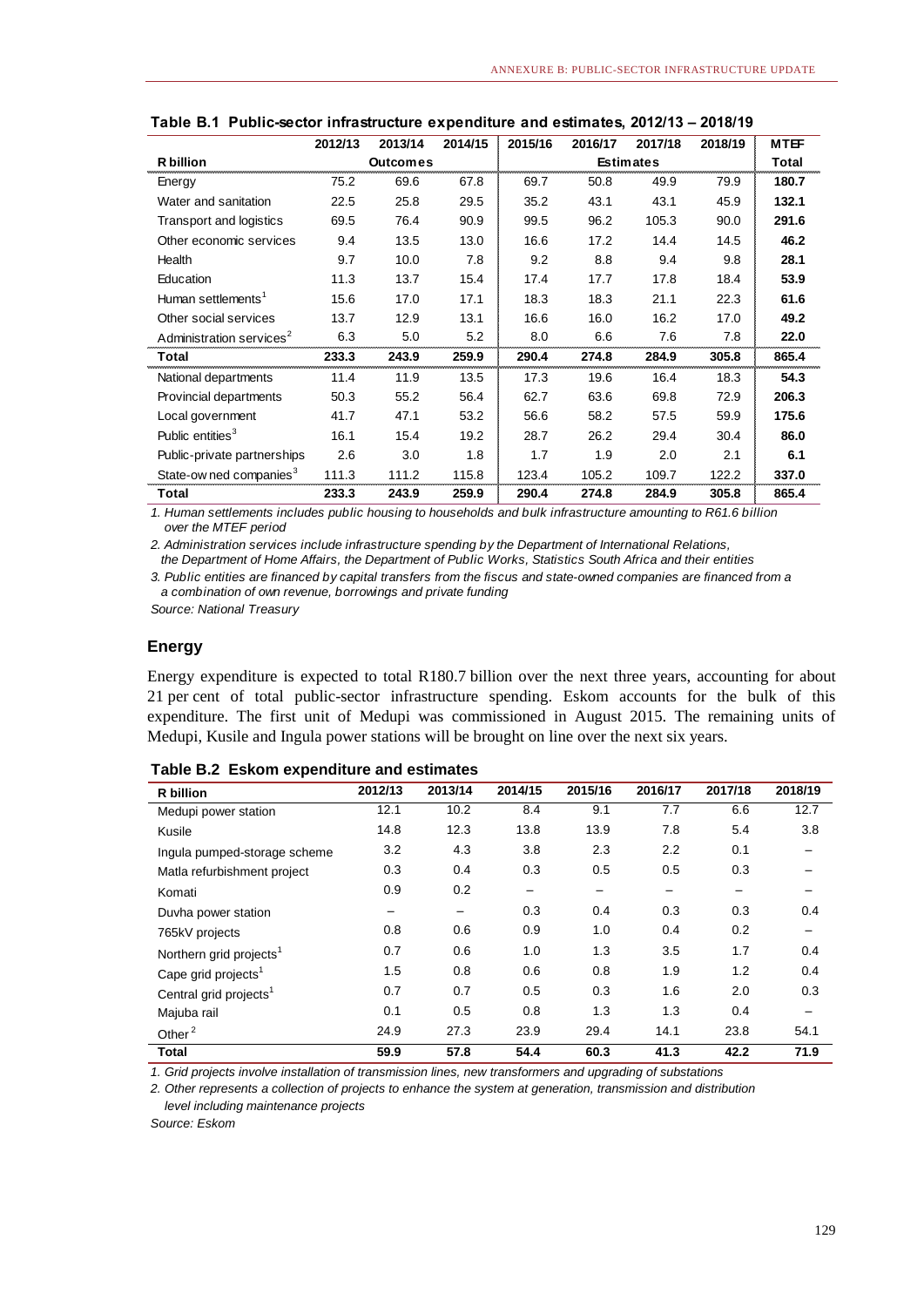**Table B.1 Public-sector infrastructure expenditure and estimates, 2012/13 – 2018/19**

| | 2012/13 | 2013/14 | 2014/15 | 2015/16 | 2016/17 | 2017/18 | 2018/19 | MTEF |
|---|---|---|---|---|---|---|---|---|
| **R billion** | | **Outcomes** | | | **Estimates** | | | **Total** |
| Energy | 75.2 | 69.6 | 67.8 | 69.7 | 50.8 | 49.9 | 79.9 | **180.7** |
| Water and sanitation | 22.5 | 25.8 | 29.5 | 35.2 | 43.1 | 43.1 | 45.9 | **132.1** |
| Transport and logistics | 69.5 | 76.4 | 90.9 | 99.5 | 96.2 | 105.3 | 90.0 | **291.6** |
| Other economic services | 9.4 | 13.5 | 13.0 | 16.6 | 17.2 | 14.4 | 14.5 | **46.2** |
| Health | 9.7 | 10.0 | 7.8 | 9.2 | 8.8 | 9.4 | 9.8 | **28.1** |
| Education | 11.3 | 13.7 | 15.4 | 17.4 | 17.7 | 17.8 | 18.4 | **53.9** |
| Human settlements[1] | 15.6 | 17.0 | 17.1 | 18.3 | 18.3 | 21.1 | 22.3 | **61.6** |
| Other social services | 13.7 | 12.9 | 13.1 | 16.6 | 16.0 | 16.2 | 17.0 | **49.2** |
| Administration services[2] | 6.3 | 5.0 | 5.2 | 8.0 | 6.6 | 7.6 | 7.8 | **22.0** |
| **Total** | **233.3** | **243.9** | **259.9** | **290.4** | **274.8** | **284.9** | **305.8** | **865.4** |
| National departments | 11.4 | 11.9 | 13.5 | 17.3 | 19.6 | 16.4 | 18.3 | **54.3** |
| Provincial departments | 50.3 | 55.2 | 56.4 | 62.7 | 63.6 | 69.8 | 72.9 | **206.3** |
| Local government | 41.7 | 47.1 | 53.2 | 56.6 | 58.2 | 57.5 | 59.9 | **175.6** |
| Public entities[3] | 16.1 | 15.4 | 19.2 | 28.7 | 26.2 | 29.4 | 30.4 | **86.0** |
| Public-private partnerships | 2.6 | 3.0 | 1.8 | 1.7 | 1.9 | 2.0 | 2.1 | **6.1** |
| State-owned companies[3] | 111.3 | 111.2 | 115.8 | 123.4 | 105.2 | 109.7 | 122.2 | **337.0** |
| **Total** | **233.3** | **243.9** | **259.9** | **290.4** | **274.8** | **284.9** | **305.8** | **865.4** |

*1. Human settlements includes public housing to households and bulk infrastructure amounting to R61.6 billion over the MTEF period*

*2. Administration services include infrastructure spending by the Department of International Relations, the Department of Home Affairs, the Department of Public Works, Statistics South Africa and their entities*

*3. Public entities are financed by capital transfers from the fiscus and state-owned companies are financed from a combination of own revenue, borrowings and private funding*

*Source: National Treasury*

## Energy

Energy expenditure is expected to total R180.7 billion over the next three years, accounting for about 21 per cent of total public-sector infrastructure spending. Eskom accounts for the bulk of this expenditure. The first unit of Medupi was commissioned in August 2015. The remaining units of Medupi, Kusile and Ingula power stations will be brought on line over the next six years.

**Table B.2 Eskom expenditure and estimates**

| R billion | 2012/13 | 2013/14 | 2014/15 | 2015/16 | 2016/17 | 2017/18 | 2018/19 |
|---|---|---|---|---|---|---|---|
| Medupi power station | 12.1 | 10.2 | 8.4 | 9.1 | 7.7 | 6.6 | 12.7 |
| Kusile | 14.8 | 12.3 | 13.8 | 13.9 | 7.8 | 5.4 | 3.8 |
| Ingula pumped-storage scheme | 3.2 | 4.3 | 3.8 | 2.3 | 2.2 | 0.1 | – |
| Matla refurbishment project | 0.3 | 0.4 | 0.3 | 0.5 | 0.5 | 0.3 | – |
| Komati | 0.9 | 0.2 | – | – | – | – | – |
| Duvha power station | – | – | 0.3 | 0.4 | 0.3 | 0.3 | 0.4 |
| 765kV projects | 0.8 | 0.6 | 0.9 | 1.0 | 0.4 | 0.2 | – |
| Northern grid projects[1] | 0.7 | 0.6 | 1.0 | 1.3 | 3.5 | 1.7 | 0.4 |
| Cape grid projects[1] | 1.5 | 0.8 | 0.6 | 0.8 | 1.9 | 1.2 | 0.4 |
| Central grid projects[1] | 0.7 | 0.7 | 0.5 | 0.3 | 1.6 | 2.0 | 0.3 |
| Majuba rail | 0.1 | 0.5 | 0.8 | 1.3 | 1.3 | 0.4 | – |
| Other[2] | 24.9 | 27.3 | 23.9 | 29.4 | 14.1 | 23.8 | 54.1 |
| **Total** | **59.9** | **57.8** | **54.4** | **60.3** | **41.3** | **42.2** | **71.9** |

*1. Grid projects involve installation of transmission lines, new transformers and upgrading of substations*

*2. Other represents a collection of projects to enhance the system at generation, transmission and distribution level including maintenance projects*

*Source: Eskom*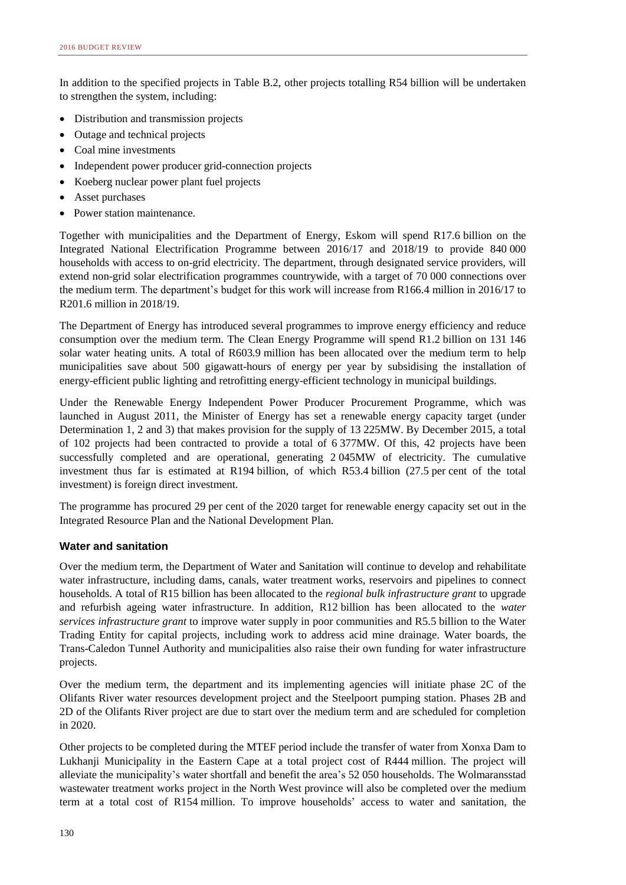In addition to the specified projects in Table B.2, other projects totalling R54 billion will be undertaken to strengthen the system, including:

- Distribution and transmission projects
- Outage and technical projects
- Coal mine investments
- Independent power producer grid-connection projects
- Koeberg nuclear power plant fuel projects
- Asset purchases
- Power station maintenance.

Together with municipalities and the Department of Energy, Eskom will spend R17.6 billion on the Integrated National Electrification Programme between 2016/17 and 2018/19 to provide 840 000 households with access to on-grid electricity. The department, through designated service providers, will extend non-grid solar electrification programmes countrywide, with a target of 70 000 connections over the medium term. The department's budget for this work will increase from R166.4 million in 2016/17 to R201.6 million in 2018/19.

The Department of Energy has introduced several programmes to improve energy efficiency and reduce consumption over the medium term. The Clean Energy Programme will spend R1.2 billion on 131 146 solar water heating units. A total of R603.9 million has been allocated over the medium term to help municipalities save about 500 gigawatt-hours of energy per year by subsidising the installation of energy-efficient public lighting and retrofitting energy-efficient technology in municipal buildings.

Under the Renewable Energy Independent Power Producer Procurement Programme, which was launched in August 2011, the Minister of Energy has set a renewable energy capacity target (under Determination 1, 2 and 3) that makes provision for the supply of 13 225MW. By December 2015, a total of 102 projects had been contracted to provide a total of 6 377MW. Of this, 42 projects have been successfully completed and are operational, generating 2 045MW of electricity. The cumulative investment thus far is estimated at R194 billion, of which R53.4 billion (27.5 per cent of the total investment) is foreign direct investment.

The programme has procured 29 per cent of the 2020 target for renewable energy capacity set out in the Integrated Resource Plan and the National Development Plan.

### Water and sanitation

Over the medium term, the Department of Water and Sanitation will continue to develop and rehabilitate water infrastructure, including dams, canals, water treatment works, reservoirs and pipelines to connect households. A total of R15 billion has been allocated to the *regional bulk infrastructure grant* to upgrade and refurbish ageing water infrastructure. In addition, R12 billion has been allocated to the *water services infrastructure grant* to improve water supply in poor communities and R5.5 billion to the Water Trading Entity for capital projects, including work to address acid mine drainage. Water boards, the Trans-Caledon Tunnel Authority and municipalities also raise their own funding for water infrastructure projects.

Over the medium term, the department and its implementing agencies will initiate phase 2C of the Olifants River water resources development project and the Steelpoort pumping station. Phases 2B and 2D of the Olifants River project are due to start over the medium term and are scheduled for completion in 2020.

Other projects to be completed during the MTEF period include the transfer of water from Xonxa Dam to Lukhanji Municipality in the Eastern Cape at a total project cost of R444 million. The project will alleviate the municipality's water shortfall and benefit the area's 52 050 households. The Wolmaransstad wastewater treatment works project in the North West province will also be completed over the medium term at a total cost of R154 million. To improve households' access to water and sanitation, the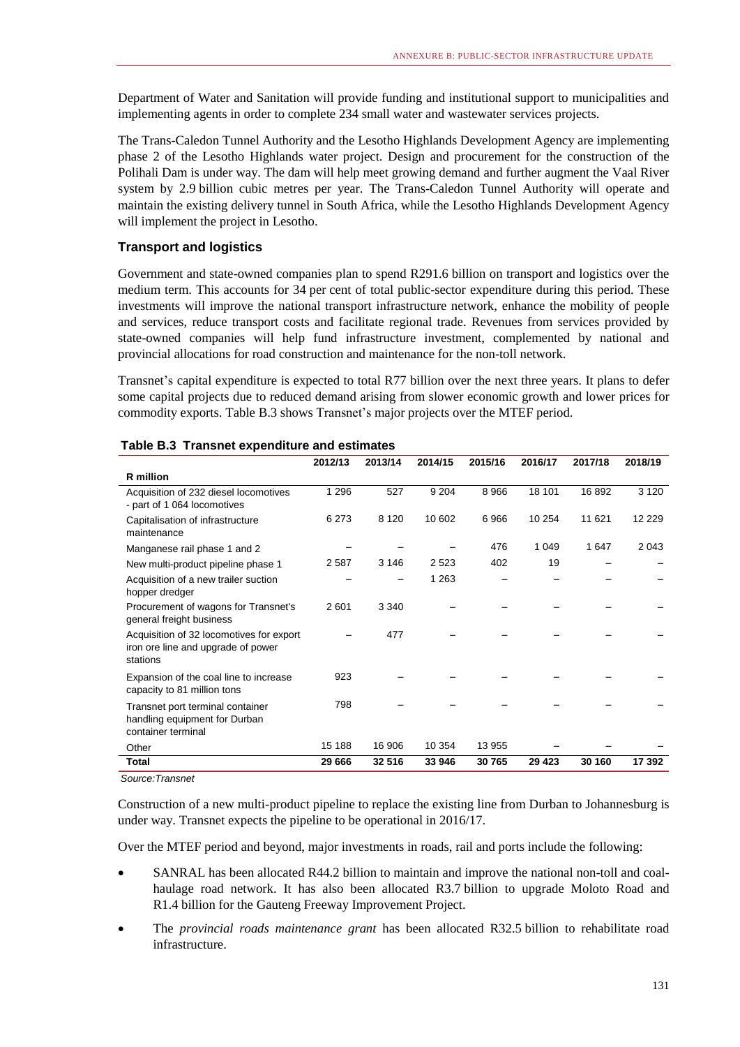Department of Water and Sanitation will provide funding and institutional support to municipalities and implementing agents in order to complete 234 small water and wastewater services projects.

The Trans-Caledon Tunnel Authority and the Lesotho Highlands Development Agency are implementing phase 2 of the Lesotho Highlands water project. Design and procurement for the construction of the Polihali Dam is under way. The dam will help meet growing demand and further augment the Vaal River system by 2.9 billion cubic metres per year. The Trans-Caledon Tunnel Authority will operate and maintain the existing delivery tunnel in South Africa, while the Lesotho Highlands Development Agency will implement the project in Lesotho.

### Transport and logistics

Government and state-owned companies plan to spend R291.6 billion on transport and logistics over the medium term. This accounts for 34 per cent of total public-sector expenditure during this period. These investments will improve the national transport infrastructure network, enhance the mobility of people and services, reduce transport costs and facilitate regional trade. Revenues from services provided by state-owned companies will help fund infrastructure investment, complemented by national and provincial allocations for road construction and maintenance for the non-toll network.

Transnet's capital expenditure is expected to total R77 billion over the next three years. It plans to defer some capital projects due to reduced demand arising from slower economic growth and lower prices for commodity exports. Table B.3 shows Transnet's major projects over the MTEF period.

**Table B.3 Transnet expenditure and estimates**

| R million | 2012/13 | 2013/14 | 2014/15 | 2015/16 | 2016/17 | 2017/18 | 2018/19 |
|---|---|---|---|---|---|---|---|
| Acquisition of 232 diesel locomotives - part of 1 064 locomotives | 1 296 | 527 | 9 204 | 8 966 | 18 101 | 16 892 | 3 120 |
| Capitalisation of infrastructure maintenance | 6 273 | 8 120 | 10 602 | 6 966 | 10 254 | 11 621 | 12 229 |
| Manganese rail phase 1 and 2 | – | – | – | 476 | 1 049 | 1 647 | 2 043 |
| New multi-product pipeline phase 1 | 2 587 | 3 146 | 2 523 | 402 | 19 | – | – |
| Acquisition of a new trailer suction hopper dredger | – | – | 1 263 | – | – | – | – |
| Procurement of wagons for Transnet's general freight business | 2 601 | 3 340 | – | – | – | – | – |
| Acquisition of 32 locomotives for export iron ore line and upgrade of power stations | – | 477 | – | – | – | – | – |
| Expansion of the coal line to increase capacity to 81 million tons | 923 | – | – | – | – | – | – |
| Transnet port terminal container handling equipment for Durban container terminal | 798 | – | – | – | – | – | – |
| Other | 15 188 | 16 906 | 10 354 | 13 955 | – | – | – |
| **Total** | **29 666** | **32 516** | **33 946** | **30 765** | **29 423** | **30 160** | **17 392** |

*Source:Transnet*

Construction of a new multi-product pipeline to replace the existing line from Durban to Johannesburg is under way. Transnet expects the pipeline to be operational in 2016/17.

Over the MTEF period and beyond, major investments in roads, rail and ports include the following:

- SANRAL has been allocated R44.2 billion to maintain and improve the national non-toll and coal-haulage road network. It has also been allocated R3.7 billion to upgrade Moloto Road and R1.4 billion for the Gauteng Freeway Improvement Project.
- The *provincial roads maintenance grant* has been allocated R32.5 billion to rehabilitate road infrastructure.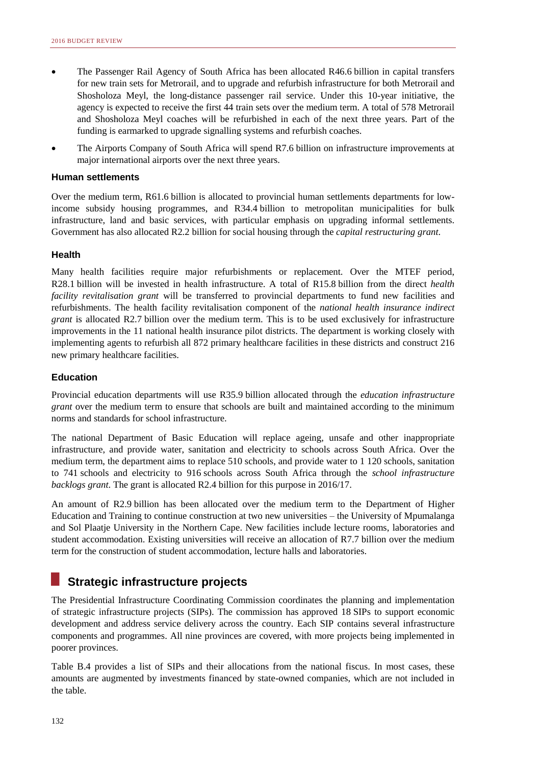- The Passenger Rail Agency of South Africa has been allocated R46.6 billion in capital transfers for new train sets for Metrorail, and to upgrade and refurbish infrastructure for both Metrorail and Shosholoza Meyl, the long-distance passenger rail service. Under this 10-year initiative, the agency is expected to receive the first 44 train sets over the medium term. A total of 578 Metrorail and Shosholoza Meyl coaches will be refurbished in each of the next three years. Part of the funding is earmarked to upgrade signalling systems and refurbish coaches.
- The Airports Company of South Africa will spend R7.6 billion on infrastructure improvements at major international airports over the next three years.

### Human settlements

Over the medium term, R61.6 billion is allocated to provincial human settlements departments for low-income subsidy housing programmes, and R34.4 billion to metropolitan municipalities for bulk infrastructure, land and basic services, with particular emphasis on upgrading informal settlements. Government has also allocated R2.2 billion for social housing through the *capital restructuring grant*.

### Health

Many health facilities require major refurbishments or replacement. Over the MTEF period, R28.1 billion will be invested in health infrastructure. A total of R15.8 billion from the direct *health facility revitalisation grant* will be transferred to provincial departments to fund new facilities and refurbishments. The health facility revitalisation component of the *national health insurance indirect grant* is allocated R2.7 billion over the medium term. This is to be used exclusively for infrastructure improvements in the 11 national health insurance pilot districts. The department is working closely with implementing agents to refurbish all 872 primary healthcare facilities in these districts and construct 216 new primary healthcare facilities.

### Education

Provincial education departments will use R35.9 billion allocated through the *education infrastructure grant* over the medium term to ensure that schools are built and maintained according to the minimum norms and standards for school infrastructure.

The national Department of Basic Education will replace ageing, unsafe and other inappropriate infrastructure, and provide water, sanitation and electricity to schools across South Africa. Over the medium term, the department aims to replace 510 schools, and provide water to 1 120 schools, sanitation to 741 schools and electricity to 916 schools across South Africa through the *school infrastructure backlogs grant*. The grant is allocated R2.4 billion for this purpose in 2016/17.

An amount of R2.9 billion has been allocated over the medium term to the Department of Higher Education and Training to continue construction at two new universities – the University of Mpumalanga and Sol Plaatje University in the Northern Cape. New facilities include lecture rooms, laboratories and student accommodation. Existing universities will receive an allocation of R7.7 billion over the medium term for the construction of student accommodation, lecture halls and laboratories.

## Strategic infrastructure projects

The Presidential Infrastructure Coordinating Commission coordinates the planning and implementation of strategic infrastructure projects (SIPs). The commission has approved 18 SIPs to support economic development and address service delivery across the country. Each SIP contains several infrastructure components and programmes. All nine provinces are covered, with more projects being implemented in poorer provinces.

Table B.4 provides a list of SIPs and their allocations from the national fiscus. In most cases, these amounts are augmented by investments financed by state-owned companies, which are not included in the table.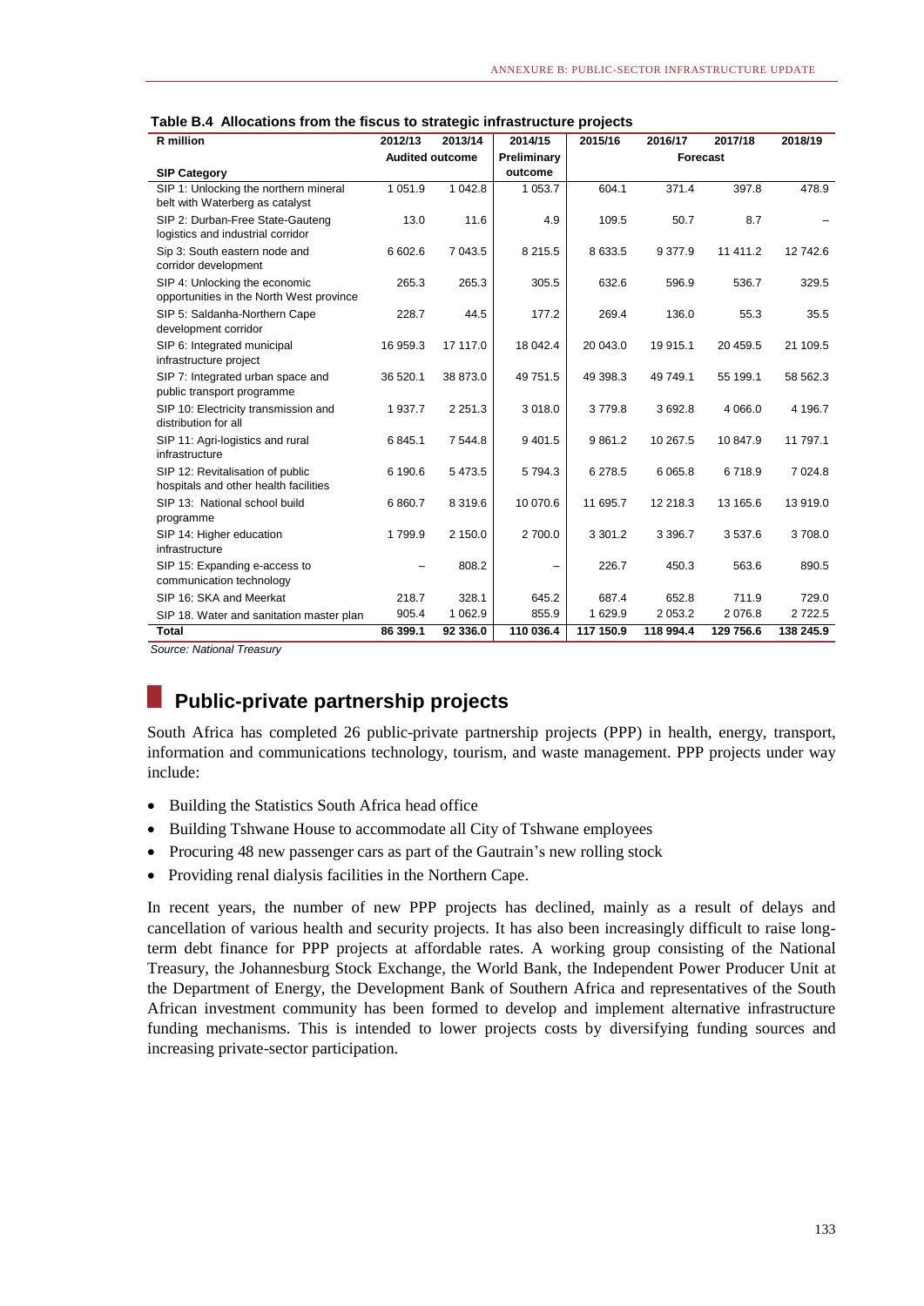**Table B.4 Allocations from the fiscus to strategic infrastructure projects**

| R million | 2012/13 | 2013/14 | 2014/15 | 2015/16 | 2016/17 | 2017/18 | 2018/19 |
|---|---|---|---|---|---|---|---|
| | Audited outcome | | Preliminary outcome | Forecast | | | |
| **SIP Category** | | | | | | | |
| SIP 1: Unlocking the northern mineral belt with Waterberg as catalyst | 1 051.9 | 1 042.8 | 1 053.7 | 604.1 | 371.4 | 397.8 | 478.9 |
| SIP 2: Durban-Free State-Gauteng logistics and industrial corridor | 13.0 | 11.6 | 4.9 | 109.5 | 50.7 | 8.7 | – |
| Sip 3: South eastern node and corridor development | 6 602.6 | 7 043.5 | 8 215.5 | 8 633.5 | 9 377.9 | 11 411.2 | 12 742.6 |
| SIP 4: Unlocking the economic opportunities in the North West province | 265.3 | 265.3 | 305.5 | 632.6 | 596.9 | 536.7 | 329.5 |
| SIP 5: Saldanha-Northern Cape development corridor | 228.7 | 44.5 | 177.2 | 269.4 | 136.0 | 55.3 | 35.5 |
| SIP 6: Integrated municipal infrastructure project | 16 959.3 | 17 117.0 | 18 042.4 | 20 043.0 | 19 915.1 | 20 459.5 | 21 109.5 |
| SIP 7: Integrated urban space and public transport programme | 36 520.1 | 38 873.0 | 49 751.5 | 49 398.3 | 49 749.1 | 55 199.1 | 58 562.3 |
| SIP 10: Electricity transmission and distribution for all | 1 937.7 | 2 251.3 | 3 018.0 | 3 779.8 | 3 692.8 | 4 066.0 | 4 196.7 |
| SIP 11: Agri-logistics and rural infrastructure | 6 845.1 | 7 544.8 | 9 401.5 | 9 861.2 | 10 267.5 | 10 847.9 | 11 797.1 |
| SIP 12: Revitalisation of public hospitals and other health facilities | 6 190.6 | 5 473.5 | 5 794.3 | 6 278.5 | 6 065.8 | 6 718.9 | 7 024.8 |
| SIP 13: National school build programme | 6 860.7 | 8 319.6 | 10 070.6 | 11 695.7 | 12 218.3 | 13 165.6 | 13 919.0 |
| SIP 14: Higher education infrastructure | 1 799.9 | 2 150.0 | 2 700.0 | 3 301.2 | 3 396.7 | 3 537.6 | 3 708.0 |
| SIP 15: Expanding e-access to communication technology | – | 808.2 | – | 226.7 | 450.3 | 563.6 | 890.5 |
| SIP 16: SKA and Meerkat | 218.7 | 328.1 | 645.2 | 687.4 | 652.8 | 711.9 | 729.0 |
| SIP 18. Water and sanitation master plan | 905.4 | 1 062.9 | 855.9 | 1 629.9 | 2 053.2 | 2 076.8 | 2 722.5 |
| **Total** | **86 399.1** | **92 336.0** | **110 036.4** | **117 150.9** | **118 994.4** | **129 756.6** | **138 245.9** |

*Source: National Treasury*

## Public-private partnership projects

South Africa has completed 26 public-private partnership projects (PPP) in health, energy, transport, information and communications technology, tourism, and waste management. PPP projects under way include:

- Building the Statistics South Africa head office
- Building Tshwane House to accommodate all City of Tshwane employees
- Procuring 48 new passenger cars as part of the Gautrain's new rolling stock
- Providing renal dialysis facilities in the Northern Cape.

In recent years, the number of new PPP projects has declined, mainly as a result of delays and cancellation of various health and security projects. It has also been increasingly difficult to raise long-term debt finance for PPP projects at affordable rates. A working group consisting of the National Treasury, the Johannesburg Stock Exchange, the World Bank, the Independent Power Producer Unit at the Department of Energy, the Development Bank of Southern Africa and representatives of the South African investment community has been formed to develop and implement alternative infrastructure funding mechanisms. This is intended to lower projects costs by diversifying funding sources and increasing private-sector participation.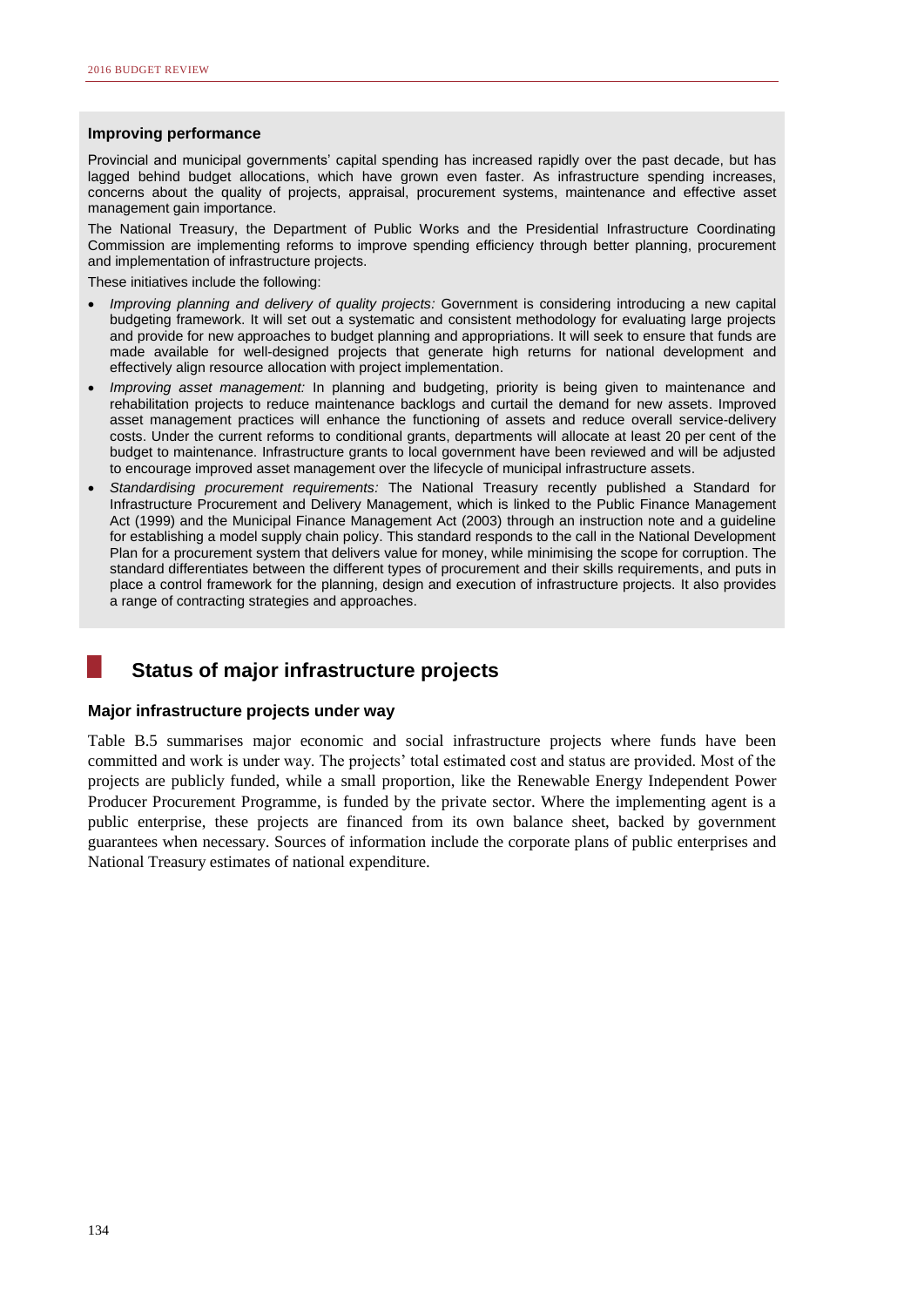### Improving performance

Provincial and municipal governments' capital spending has increased rapidly over the past decade, but has lagged behind budget allocations, which have grown even faster. As infrastructure spending increases, concerns about the quality of projects, appraisal, procurement systems, maintenance and effective asset management gain importance.

The National Treasury, the Department of Public Works and the Presidential Infrastructure Coordinating Commission are implementing reforms to improve spending efficiency through better planning, procurement and implementation of infrastructure projects.

These initiatives include the following:

- *Improving planning and delivery of quality projects:* Government is considering introducing a new capital budgeting framework. It will set out a systematic and consistent methodology for evaluating large projects and provide for new approaches to budget planning and appropriations. It will seek to ensure that funds are made available for well-designed projects that generate high returns for national development and effectively align resource allocation with project implementation.
- *Improving asset management:* In planning and budgeting, priority is being given to maintenance and rehabilitation projects to reduce maintenance backlogs and curtail the demand for new assets. Improved asset management practices will enhance the functioning of assets and reduce overall service-delivery costs. Under the current reforms to conditional grants, departments will allocate at least 20 per cent of the budget to maintenance. Infrastructure grants to local government have been reviewed and will be adjusted to encourage improved asset management over the lifecycle of municipal infrastructure assets.
- *Standardising procurement requirements:* The National Treasury recently published a Standard for Infrastructure Procurement and Delivery Management, which is linked to the Public Finance Management Act (1999) and the Municipal Finance Management Act (2003) through an instruction note and a guideline for establishing a model supply chain policy. This standard responds to the call in the National Development Plan for a procurement system that delivers value for money, while minimising the scope for corruption. The standard differentiates between the different types of procurement and their skills requirements, and puts in place a control framework for the planning, design and execution of infrastructure projects. It also provides a range of contracting strategies and approaches.

## Status of major infrastructure projects

### Major infrastructure projects under way

Table B.5 summarises major economic and social infrastructure projects where funds have been committed and work is under way. The projects' total estimated cost and status are provided. Most of the projects are publicly funded, while a small proportion, like the Renewable Energy Independent Power Producer Procurement Programme, is funded by the private sector. Where the implementing agent is a public enterprise, these projects are financed from its own balance sheet, backed by government guarantees when necessary. Sources of information include the corporate plans of public enterprises and National Treasury estimates of national expenditure.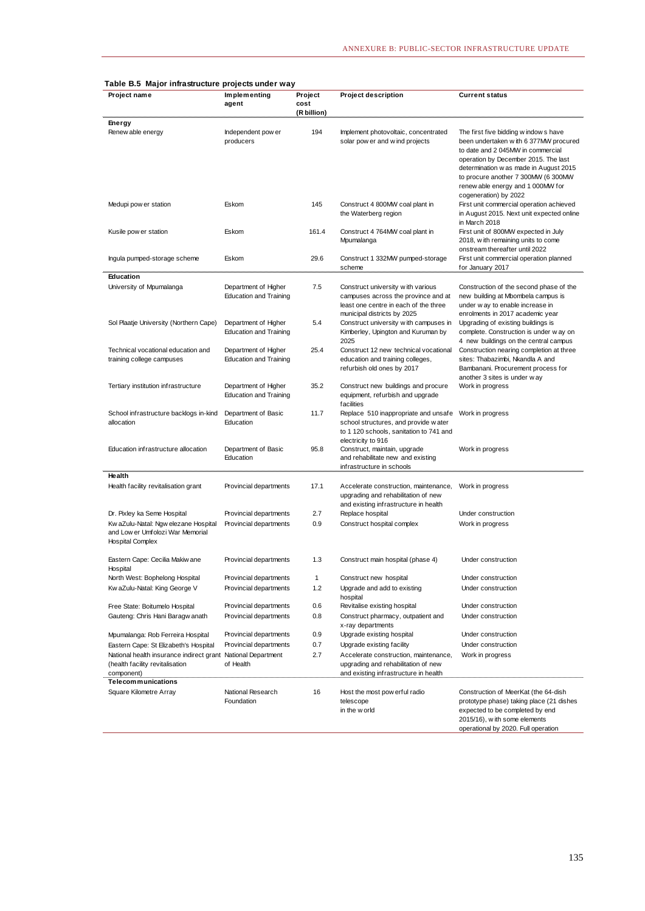**Table B.5 Major infrastructure projects under way**

| Project name | Implementing agent | Project cost (R billion) | Project description | Current status |
|---|---|---|---|---|
| **Energy** | | | | |
| Renewable energy | Independent power producers | 194 | Implement photovoltaic, concentrated solar power and wind projects | The first five bidding windows have been undertaken with 6 377MW procured to date and 2 045MW in commercial operation by December 2015. The last determination was made in August 2015 to procure another 7 300MW (6 300MW renewable energy and 1 000MW for cogeneration) by 2022 |
| Medupi power station | Eskom | 145 | Construct 4 800MW coal plant in the Waterberg region | First unit commercial operation achieved in August 2015. Next unit expected online in March 2018 |
| Kusile power station | Eskom | 161.4 | Construct 4 764MW coal plant in Mpumalanga | First unit of 800MW expected in July 2018, with remaining units to come onstream thereafter until 2022 |
| Ingula pumped-storage scheme | Eskom | 29.6 | Construct 1 332MW pumped-storage scheme | First unit commercial operation planned for January 2017 |
| **Education** | | | | |
| University of Mpumalanga | Department of Higher Education and Training | 7.5 | Construct university with various campuses across the province and at least one centre in each of the three municipal districts by 2025 | Construction of the second phase of the new building at Mbombela campus is under way to enable increase in enrolments in 2017 academic year |
| Sol Plaatje University (Northern Cape) | Department of Higher Education and Training | 5.4 | Construct university with campuses in Kimberley, Upington and Kuruman by 2025 | Upgrading of existing buildings is complete. Construction is under way on 4 new buildings on the central campus |
| Technical vocational education and training college campuses | Department of Higher Education and Training | 25.4 | Construct 12 new technical vocational education and training colleges, refurbish old ones by 2017 | Construction nearing completion at three sites: Thabazimbi, Nkandla A and Bambanani. Procurement process for another 3 sites is under way |
| Tertiary institution infrastructure | Department of Higher Education and Training | 35.2 | Construct new buildings and procure equipment, refurbish and upgrade facilities | Work in progress |
| School infrastructure backlogs in-kind allocation | Department of Basic Education | 11.7 | Replace 510 inappropriate and unsafe school structures, and provide water to 1 120 schools, sanitation to 741 and electricity to 916 | Work in progress |
| Education infrastructure allocation | Department of Basic Education | 95.8 | Construct, maintain, upgrade and rehabilitate new and existing infrastructure in schools | Work in progress |
| **Health** | | | | |
| Health facility revitalisation grant | Provincial departments | 17.1 | Accelerate construction, maintenance, upgrading and rehabilitation of new and existing infrastructure in health | Work in progress |
| Dr. Pixley ka Seme Hospital | Provincial departments | 2.7 | Replace hospital | Under construction |
| KwaZulu-Natal: Ngwelezane Hospital and Lower Umfolozi War Memorial Hospital Complex | Provincial departments | 0.9 | Construct hospital complex | Work in progress |
| Eastern Cape: Cecilia Makiwane Hospital | Provincial departments | 1.3 | Construct main hospital (phase 4) | Under construction |
| North West: Bophelong Hospital | Provincial departments | 1 | Construct new hospital | Under construction |
| KwaZulu-Natal: King George V | Provincial departments | 1.2 | Upgrade and add to existing hospital | Under construction |
| Free State: Boitumelo Hospital | Provincial departments | 0.6 | Revitalise existing hospital | Under construction |
| Gauteng: Chris Hani Baragwanath | Provincial departments | 0.8 | Construct pharmacy, outpatient and x-ray departments | Under construction |
| Mpumalanga: Rob Ferreira Hospital | Provincial departments | 0.9 | Upgrade existing hospital | Under construction |
| Eastern Cape: St Elizabeth's Hospital | Provincial departments | 0.7 | Upgrade existing facility | Under construction |
| National health insurance indirect grant (health facility revitalisation component) | National Department of Health | 2.7 | Accelerate construction, maintenance, upgrading and rehabilitation of new and existing infrastructure in health | Work in progress |
| **Telecommunications** | | | | |
| Square Kilometre Array | National Research Foundation | 16 | Host the most powerful radio telescope in the world | Construction of MeerKat (the 64-dish prototype phase) taking place (21 dishes expected to be completed by end 2015/16), with some elements operational by 2020. Full operation |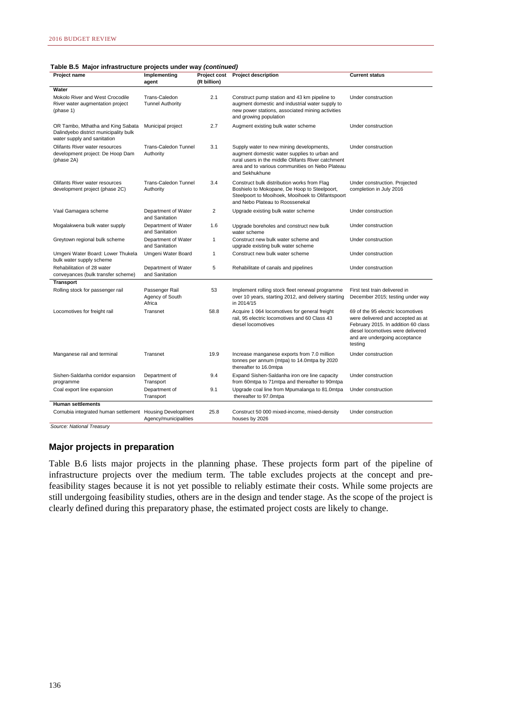**Table B.5 Major infrastructure projects under way *(continued)***

| Project name | Implementing agent | Project cost (R billion) | Project description | Current status |
|---|---|---|---|---|
| **Water** | | | | |
| Mokolo River and West Crocodile River water augmentation project (phase 1) | Trans-Caledon Tunnel Authority | 2.1 | Construct pump station and 43 km pipeline to augment domestic and industrial water supply to new power stations, associated mining activities and growing population | Under construction |
| OR Tambo, Mthatha and King Sabata Dalindyebo district municipality bulk water supply and sanitation | Municipal project | 2.7 | Augment existing bulk water scheme | Under construction |
| Olifants River water resources development project: De Hoop Dam (phase 2A) | Trans-Caledon Tunnel Authority | 3.1 | Supply water to new mining developments, augment domestic water supplies to urban and rural users in the middle Olifants River catchment area and to various communities on Nebo Plateau and Sekhukhune | Under construction |
| Olifants River water resources development project (phase 2C) | Trans-Caledon Tunnel Authority | 3.4 | Construct bulk distribution works from Flag Boshielo to Mokopane, De Hoop to Steelpoort, Steelpoort to Mooihoek, Mooihoek to Olifantspoort and Nebo Plateau to Roossenekal | Under construction. Projected completion in July 2016 |
| Vaal Gamagara scheme | Department of Water and Sanitation | 2 | Upgrade existing bulk water scheme | Under construction |
| Mogalakwena bulk water supply | Department of Water and Sanitation | 1.6 | Upgrade boreholes and construct new bulk water scheme | Under construction |
| Greytown regional bulk scheme | Department of Water and Sanitation | 1 | Construct new bulk water scheme and upgrade existing bulk water scheme | Under construction |
| Umgeni Water Board: Lower Thukela bulk water supply scheme | Umgeni Water Board | 1 | Construct new bulk water scheme | Under construction |
| Rehabilitation of 28 water conveyances (bulk transfer scheme) | Department of Water and Sanitation | 5 | Rehabilitate of canals and pipelines | Under construction |
| **Transport** | | | | |
| Rolling stock for passenger rail | Passenger Rail Agency of South Africa | 53 | Implement rolling stock fleet renewal programme over 10 years, starting 2012, and delivery starting in 2014/15 | First test train delivered in December 2015; testing under way |
| Locomotives for freight rail | Transnet | 58.8 | Acquire 1 064 locomotives for general freight rail, 95 electric locomotives and 60 Class 43 diesel locomotives | 69 of the 95 electric locomotives were delivered and accepted as at February 2015. In addition 60 class diesel locomotives were delivered and are undergoing acceptance testing |
| Manganese rail and terminal | Transnet | 19.9 | Increase manganese exports from 7.0 million tonnes per annum (mtpa) to 14.0mtpa by 2020 thereafter to 16.0mtpa | Under construction |
| Sishen-Saldanha corridor expansion programme | Department of Transport | 9.4 | Expand Sishen-Saldanha iron ore line capacity from 60mtpa to 71mtpa and thereafter to 90mtpa | Under construction |
| Coal export line expansion | Department of Transport | 9.1 | Upgrade coal line from Mpumalanga to 81.0mtpa thereafter to 97.0mtpa | Under construction |
| **Human settlements** | | | | |
| Cornubia integrated human settlement | Housing Development Agency/municipalities | 25.8 | Construct 50 000 mixed-income, mixed-density houses by 2026 | Under construction |

*Source: National Treasury*

## Major projects in preparation

Table B.6 lists major projects in the planning phase. These projects form part of the pipeline of infrastructure projects over the medium term. The table excludes projects at the concept and pre-feasibility stages because it is not yet possible to reliably estimate their costs. While some projects are still undergoing feasibility studies, others are in the design and tender stage. As the scope of the project is clearly defined during this preparatory phase, the estimated project costs are likely to change.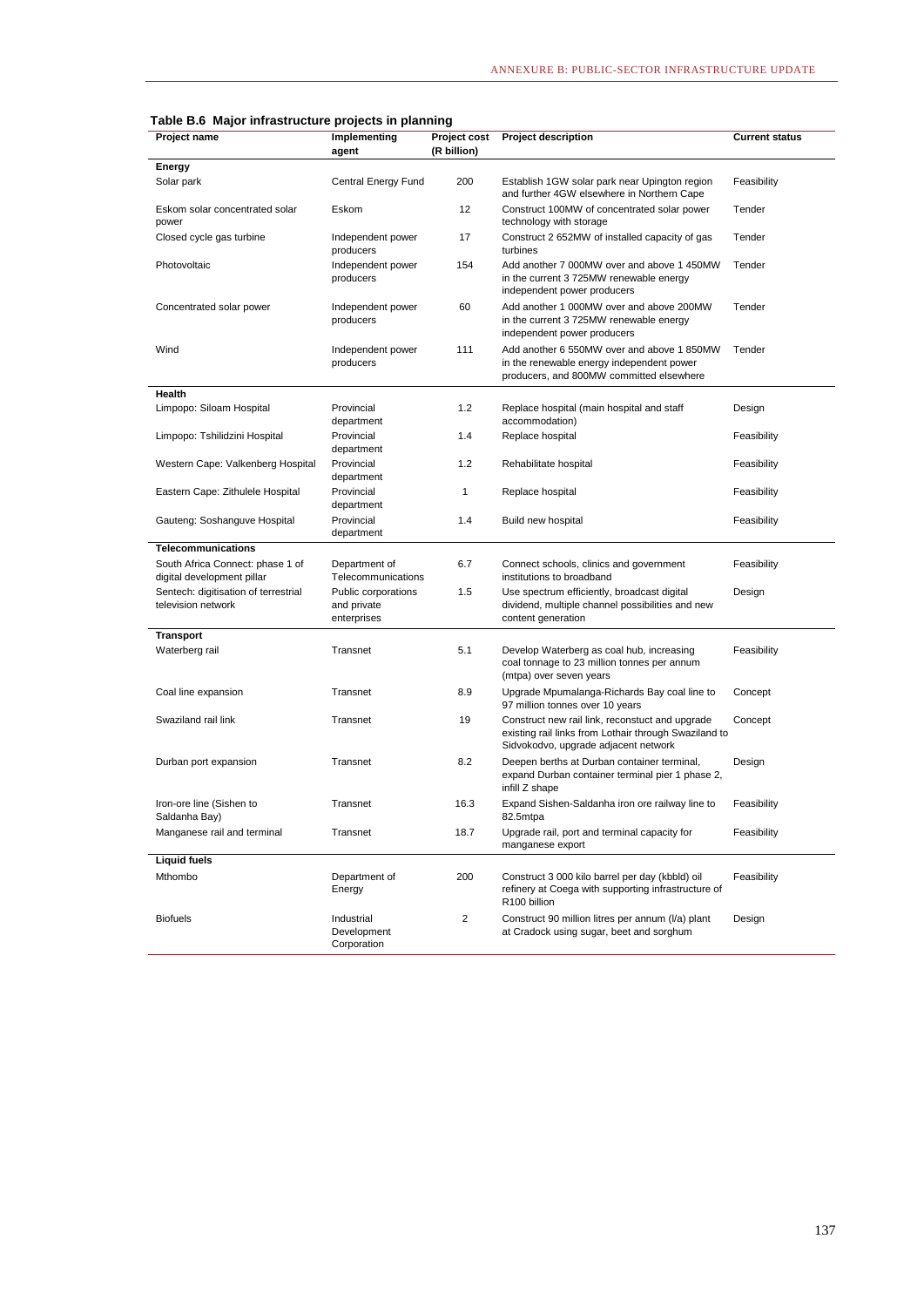**Table B.6 Major infrastructure projects in planning**

| Project name | Implementing agent | Project cost (R billion) | Project description | Current status |
|---|---|---|---|---|
| **Energy** | | | | |
| Solar park | Central Energy Fund | 200 | Establish 1GW solar park near Upington region and further 4GW elsewhere in Northern Cape | Feasibility |
| Eskom solar concentrated solar power | Eskom | 12 | Construct 100MW of concentrated solar power technology with storage | Tender |
| Closed cycle gas turbine | Independent power producers | 17 | Construct 2 652MW of installed capacity of gas turbines | Tender |
| Photovoltaic | Independent power producers | 154 | Add another 7 000MW over and above 1 450MW in the current 3 725MW renewable energy independent power producers | Tender |
| Concentrated solar power | Independent power producers | 60 | Add another 1 000MW over and above 200MW in the current 3 725MW renewable energy independent power producers | Tender |
| Wind | Independent power producers | 111 | Add another 6 550MW over and above 1 850MW in the renewable energy independent power producers, and 800MW committed elsewhere | Tender |
| **Health** | | | | |
| Limpopo: Siloam Hospital | Provincial department | 1.2 | Replace hospital (main hospital and staff accommodation) | Design |
| Limpopo: Tshilidzini Hospital | Provincial department | 1.4 | Replace hospital | Feasibility |
| Western Cape: Valkenberg Hospital | Provincial department | 1.2 | Rehabilitate hospital | Feasibility |
| Eastern Cape: Zithulele Hospital | Provincial department | 1 | Replace hospital | Feasibility |
| Gauteng: Soshanguve Hospital | Provincial department | 1.4 | Build new hospital | Feasibility |
| **Telecommunications** | | | | |
| South Africa Connect: phase 1 of digital development pillar | Department of Telecommunications | 6.7 | Connect schools, clinics and government institutions to broadband | Feasibility |
| Sentech: digitisation of terrestrial television network | Public corporations and private enterprises | 1.5 | Use spectrum efficiently, broadcast digital dividend, multiple channel possibilities and new content generation | Design |
| **Transport** | | | | |
| Waterberg rail | Transnet | 5.1 | Develop Waterberg as coal hub, increasing coal tonnage to 23 million tonnes per annum (mtpa) over seven years | Feasibility |
| Coal line expansion | Transnet | 8.9 | Upgrade Mpumalanga-Richards Bay coal line to 97 million tonnes over 10 years | Concept |
| Swaziland rail link | Transnet | 19 | Construct new rail link, reconstuct and upgrade existing rail links from Lothair through Swaziland to Sidvokodvo, upgrade adjacent network | Concept |
| Durban port expansion | Transnet | 8.2 | Deepen berths at Durban container terminal, expand Durban container terminal pier 1 phase 2, infill Z shape | Design |
| Iron-ore line (Sishen to Saldanha Bay) | Transnet | 16.3 | Expand Sishen-Saldanha iron ore railway line to 82.5mtpa | Feasibility |
| Manganese rail and terminal | Transnet | 18.7 | Upgrade rail, port and terminal capacity for manganese export | Feasibility |
| **Liquid fuels** | | | | |
| Mthombo | Department of Energy | 200 | Construct 3 000 kilo barrel per day (kbbld) oil refinery at Coega with supporting infrastructure of R100 billion | Feasibility |
| Biofuels | Industrial Development Corporation | 2 | Construct 90 million litres per annum (l/a) plant at Cradock using sugar, beet and sorghum | Design |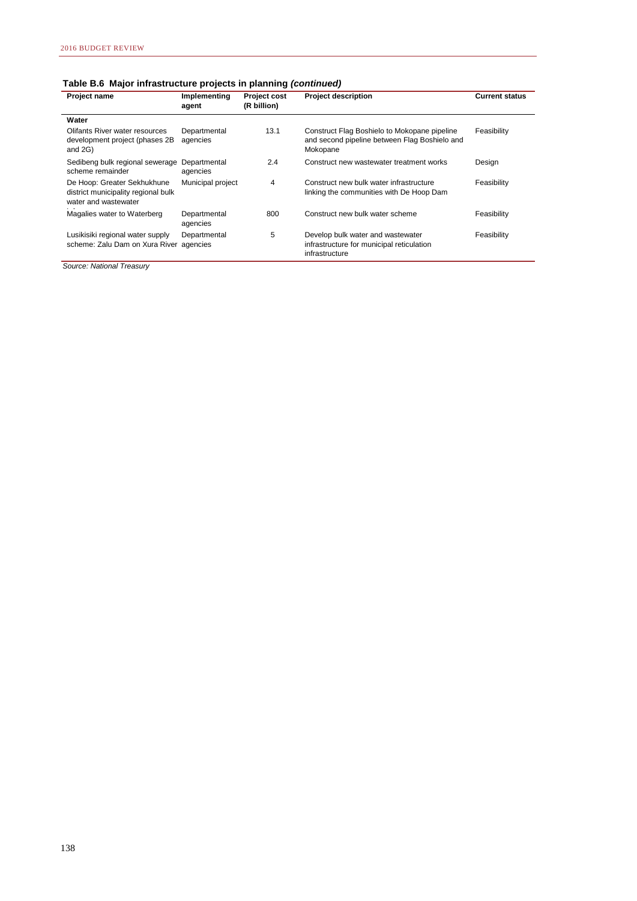**Table B.6 Major infrastructure projects in planning *(continued)***

| Project name | Implementing agent | Project cost (R billion) | Project description | Current status |
|---|---|---|---|---|
| **Water** | | | | |
| Olifants River water resources development project (phases 2B and 2G) | Departmental agencies | 13.1 | Construct Flag Boshielo to Mokopane pipeline and second pipeline between Flag Boshielo and Mokopane | Feasibility |
| Sedibeng bulk regional sewerage scheme remainder | Departmental agencies | 2.4 | Construct new wastewater treatment works | Design |
| De Hoop: Greater Sekhukhune district municipality regional bulk water and wastewater | Municipal project | 4 | Construct new bulk water infrastructure linking the communities with De Hoop Dam | Feasibility |
| Magalies water to Waterberg | Departmental agencies | 800 | Construct new bulk water scheme | Feasibility |
| Lusikisiki regional water supply scheme: Zalu Dam on Xura River | Departmental agencies | 5 | Develop bulk water and wastewater infrastructure for municipal reticulation infrastructure | Feasibility |

*Source: National Treasury*